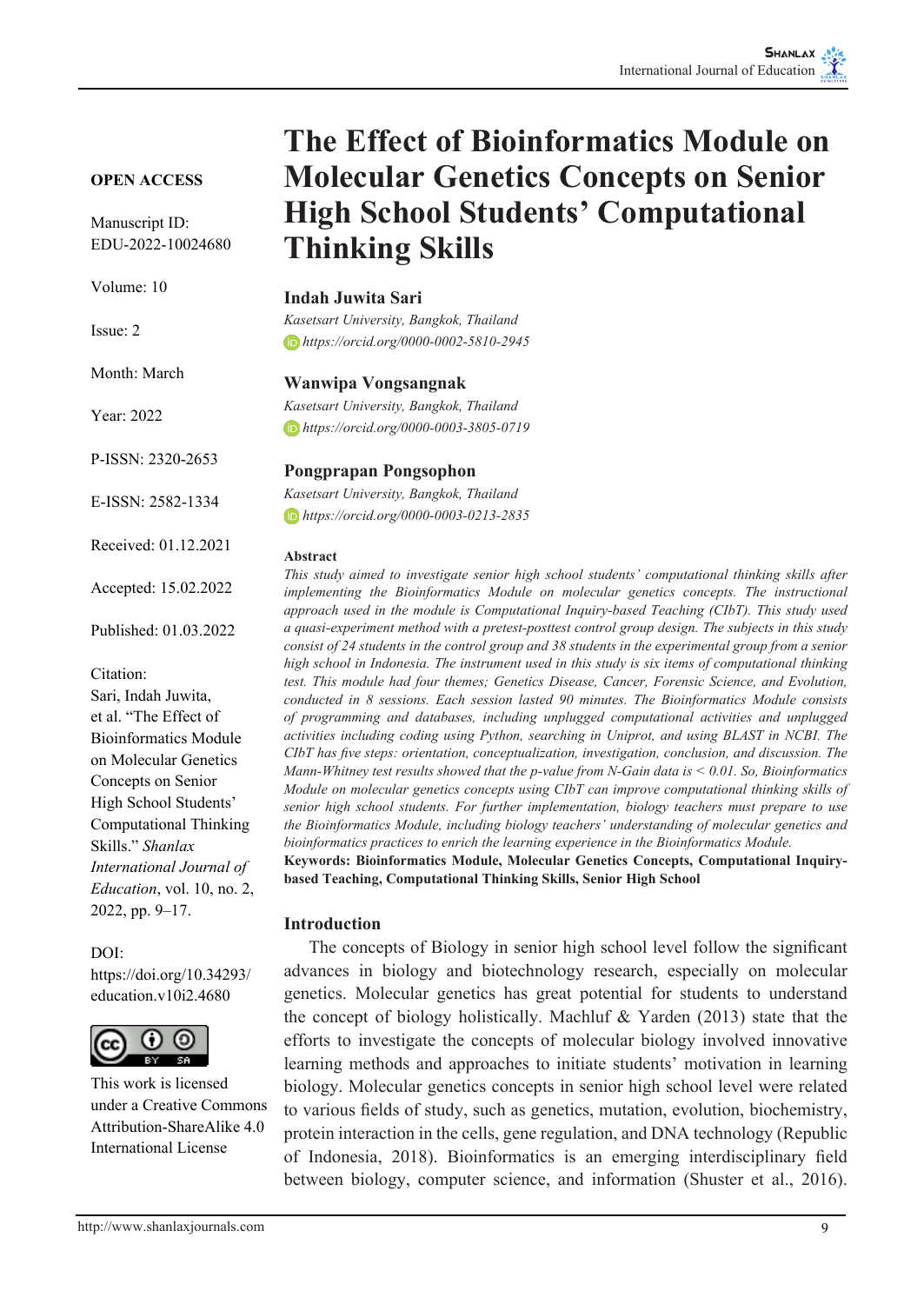**OPEN ACCESS**

Manuscript ID: EDU-2022-10024680

Volume: 10

Issue: 2

Month: March

Year: 2022

P-ISSN: 2320-2653

E-ISSN: 2582-1334

Received: 01.12.2021

Accepted: 15.02.2022

Published: 01.03.2022

Citation:
Sari, Indah Juwita, et al. "The Effect of Bioinformatics Module on Molecular Genetics Concepts on Senior High School Students' Computational Thinking Skills." *Shanlax International Journal of Education*, vol. 10, no. 2, 2022, pp. 9–17.

DOI:
https://doi.org/10.34293/education.v10i2.4680

This work is licensed under a Creative Commons Attribution-ShareAlike 4.0 International License

# The Effect of Bioinformatics Module on Molecular Genetics Concepts on Senior High School Students' Computational Thinking Skills

**Indah Juwita Sari**
*Kasetsart University, Bangkok, Thailand*
*https://orcid.org/0000-0002-5810-2945*

**Wanwipa Vongsangnak**
*Kasetsart University, Bangkok, Thailand*
*https://orcid.org/0000-0003-3805-0719*

**Pongprapan Pongsophon**
*Kasetsart University, Bangkok, Thailand*
*https://orcid.org/0000-0003-0213-2835*

### Abstract

*This study aimed to investigate senior high school students' computational thinking skills after implementing the Bioinformatics Module on molecular genetics concepts. The instructional approach used in the module is Computational Inquiry-based Teaching (CIbT). This study used a quasi-experiment method with a pretest-posttest control group design. The subjects in this study consist of 24 students in the control group and 38 students in the experimental group from a senior high school in Indonesia. The instrument used in this study is six items of computational thinking test. This module had four themes; Genetics Disease, Cancer, Forensic Science, and Evolution, conducted in 8 sessions. Each session lasted 90 minutes. The Bioinformatics Module consists of programming and databases, including unplugged computational activities and unplugged activities including coding using Python, searching in Uniprot, and using BLAST in NCBI. The CIbT has five steps: orientation, conceptualization, investigation, conclusion, and discussion. The Mann-Whitney test results showed that the p-value from N-Gain data is < 0.01. So, Bioinformatics Module on molecular genetics concepts using CIbT can improve computational thinking skills of senior high school students. For further implementation, biology teachers must prepare to use the Bioinformatics Module, including biology teachers' understanding of molecular genetics and bioinformatics practices to enrich the learning experience in the Bioinformatics Module.*

**Keywords: Bioinformatics Module, Molecular Genetics Concepts, Computational Inquiry-based Teaching, Computational Thinking Skills, Senior High School**

## Introduction

The concepts of Biology in senior high school level follow the significant advances in biology and biotechnology research, especially on molecular genetics. Molecular genetics has great potential for students to understand the concept of biology holistically. Machluf & Yarden (2013) state that the efforts to investigate the concepts of molecular biology involved innovative learning methods and approaches to initiate students' motivation in learning biology. Molecular genetics concepts in senior high school level were related to various fields of study, such as genetics, mutation, evolution, biochemistry, protein interaction in the cells, gene regulation, and DNA technology (Republic of Indonesia, 2018). Bioinformatics is an emerging interdisciplinary field between biology, computer science, and information (Shuster et al., 2016).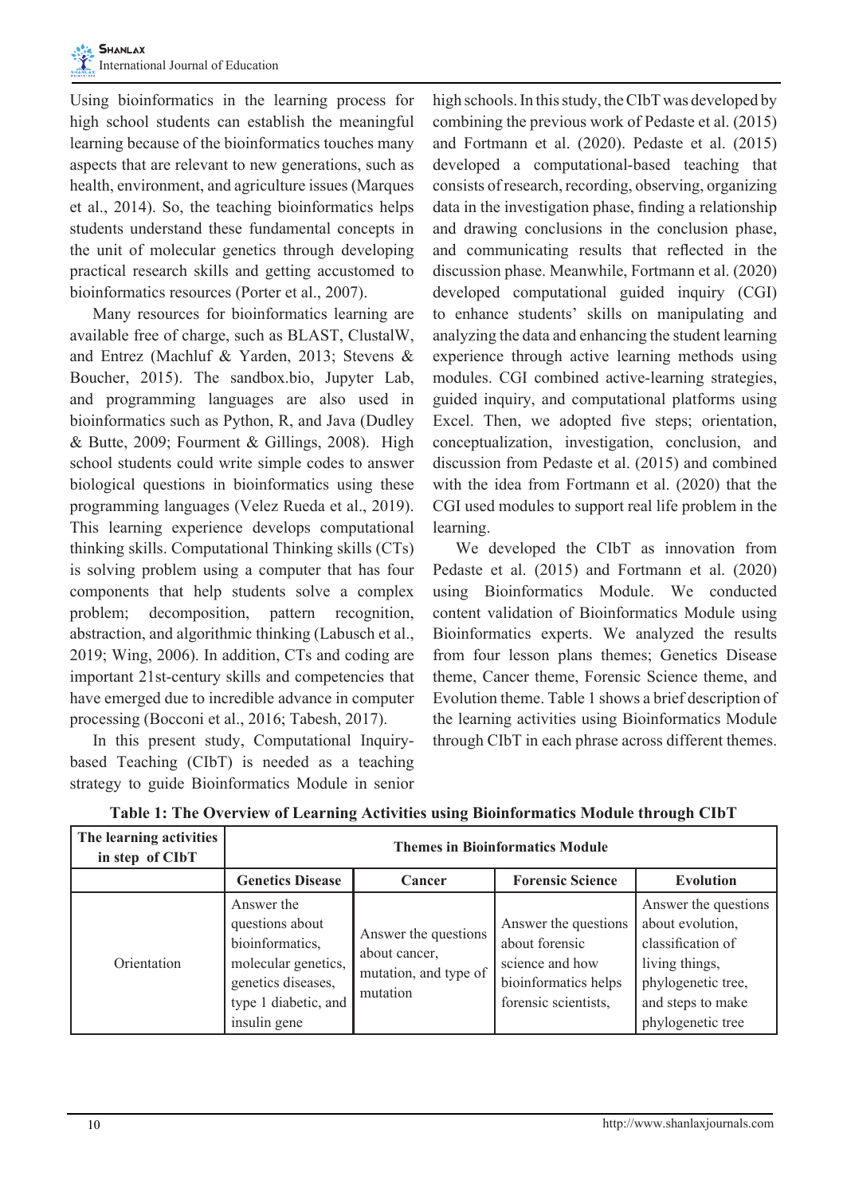Using bioinformatics in the learning process for high school students can establish the meaningful learning because of the bioinformatics touches many aspects that are relevant to new generations, such as health, environment, and agriculture issues (Marques et al., 2014). So, the teaching bioinformatics helps students understand these fundamental concepts in the unit of molecular genetics through developing practical research skills and getting accustomed to bioinformatics resources (Porter et al., 2007).

Many resources for bioinformatics learning are available free of charge, such as BLAST, ClustalW, and Entrez (Machluf & Yarden, 2013; Stevens & Boucher, 2015). The sandbox.bio, Jupyter Lab, and programming languages are also used in bioinformatics such as Python, R, and Java (Dudley & Butte, 2009; Fourment & Gillings, 2008). High school students could write simple codes to answer biological questions in bioinformatics using these programming languages (Velez Rueda et al., 2019). This learning experience develops computational thinking skills. Computational Thinking skills (CTs) is solving problem using a computer that has four components that help students solve a complex problem; decomposition, pattern recognition, abstraction, and algorithmic thinking (Labusch et al., 2019; Wing, 2006). In addition, CTs and coding are important 21st-century skills and competencies that have emerged due to incredible advance in computer processing (Bocconi et al., 2016; Tabesh, 2017).

In this present study, Computational Inquiry-based Teaching (CIbT) is needed as a teaching strategy to guide Bioinformatics Module in senior high schools. In this study, the CIbT was developed by combining the previous work of Pedaste et al. (2015) and Fortmann et al. (2020). Pedaste et al. (2015) developed a computational-based teaching that consists of research, recording, observing, organizing data in the investigation phase, finding a relationship and drawing conclusions in the conclusion phase, and communicating results that reflected in the discussion phase. Meanwhile, Fortmann et al. (2020) developed computational guided inquiry (CGI) to enhance students' skills on manipulating and analyzing the data and enhancing the student learning experience through active learning methods using modules. CGI combined active-learning strategies, guided inquiry, and computational platforms using Excel. Then, we adopted five steps; orientation, conceptualization, investigation, conclusion, and discussion from Pedaste et al. (2015) and combined with the idea from Fortmann et al. (2020) that the CGI used modules to support real life problem in the learning.

We developed the CIbT as innovation from Pedaste et al. (2015) and Fortmann et al. (2020) using Bioinformatics Module. We conducted content validation of Bioinformatics Module using Bioinformatics experts. We analyzed the results from four lesson plans themes; Genetics Disease theme, Cancer theme, Forensic Science theme, and Evolution theme. Table 1 shows a brief description of the learning activities using Bioinformatics Module through CIbT in each phrase across different themes.

**Table 1: The Overview of Learning Activities using Bioinformatics Module through CIbT**

| The learning activities in step of CIbT | Themes in Bioinformatics Module | | | |
|---|---|---|---|---|
| | **Genetics Disease** | **Cancer** | **Forensic Science** | **Evolution** |
| Orientation | Answer the questions about bioinformatics, molecular genetics, genetics diseases, type 1 diabetic, and insulin gene | Answer the questions about cancer, mutation, and type of mutation | Answer the questions about forensic science and how bioinformatics helps forensic scientists, | Answer the questions about evolution, classification of living things, phylogenetic tree, and steps to make phylogenetic tree |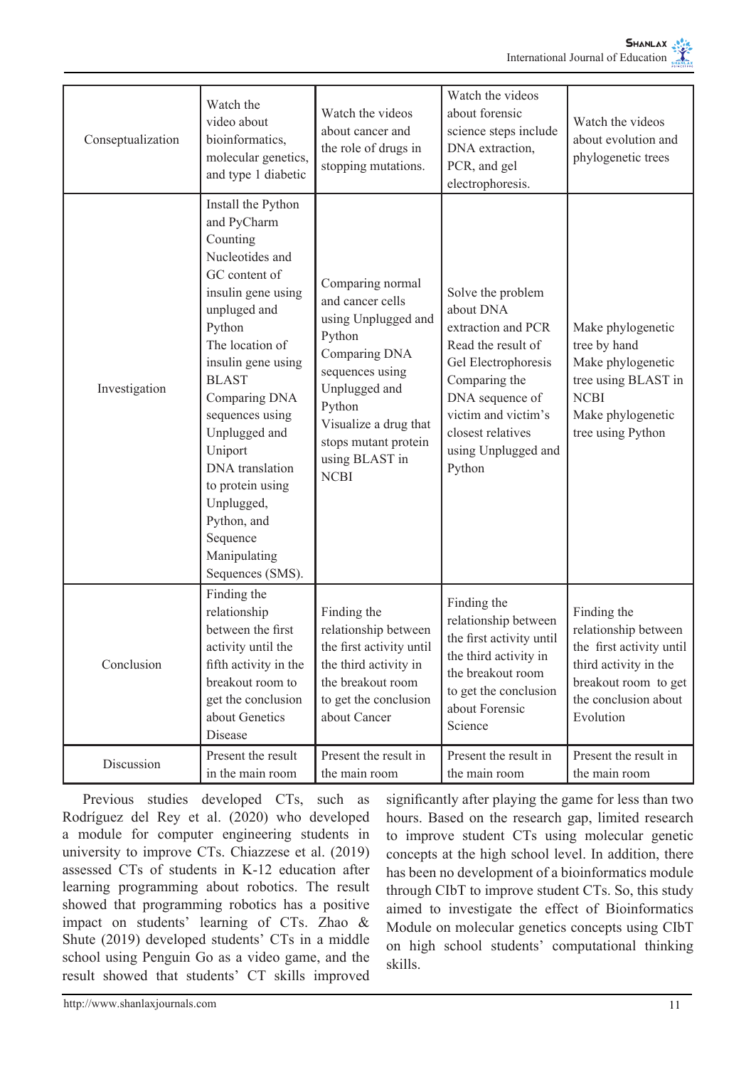| Conseptualization | Watch the video about bioinformatics, molecular genetics, and type 1 diabetic | Watch the videos about cancer and the role of drugs in stopping mutations. | Watch the videos about forensic science steps include DNA extraction, PCR, and gel electrophoresis. | Watch the videos about evolution and phylogenetic trees |
|---|---|---|---|---|
| Investigation | Install the Python and PyCharm<br>Counting Nucleotides and GC content of insulin gene using unpluged and Python<br>The location of insulin gene using BLAST<br>Comparing DNA sequences using Unplugged and Uniport<br>DNA translation to protein using Unplugged, Python, and Sequence Manipulating Sequences (SMS). | Comparing normal and cancer cells using Unplugged and Python<br>Comparing DNA sequences using Unplugged and Python<br>Visualize a drug that stops mutant protein using BLAST in NCBI | Solve the problem about DNA extraction and PCR<br>Read the result of Gel Electrophoresis<br>Comparing the DNA sequence of victim and victim's closest relatives using Unplugged and Python | Make phylogenetic tree by hand<br>Make phylogenetic tree using BLAST in NCBI<br>Make phylogenetic tree using Python |
| Conclusion | Finding the relationship between the first activity until the fifth activity in the breakout room to get the conclusion about Genetics Disease | Finding the relationship between the first activity until the third activity in the breakout room to get the conclusion about Cancer | Finding the relationship between the first activity until the third activity in the breakout room to get the conclusion about Forensic Science | Finding the relationship between the first activity until third activity in the breakout room to get the conclusion about Evolution |
| Discussion | Present the result in the main room | Present the result in the main room | Present the result in the main room | Present the result in the main room |

Previous studies developed CTs, such as Rodríguez del Rey et al. (2020) who developed a module for computer engineering students in university to improve CTs. Chiazzese et al. (2019) assessed CTs of students in K-12 education after learning programming about robotics. The result showed that programming robotics has a positive impact on students' learning of CTs. Zhao & Shute (2019) developed students' CTs in a middle school using Penguin Go as a video game, and the result showed that students' CT skills improved significantly after playing the game for less than two hours. Based on the research gap, limited research to improve student CTs using molecular genetic concepts at the high school level. In addition, there has been no development of a bioinformatics module through CIbT to improve student CTs. So, this study aimed to investigate the effect of Bioinformatics Module on molecular genetics concepts using CIbT on high school students' computational thinking skills.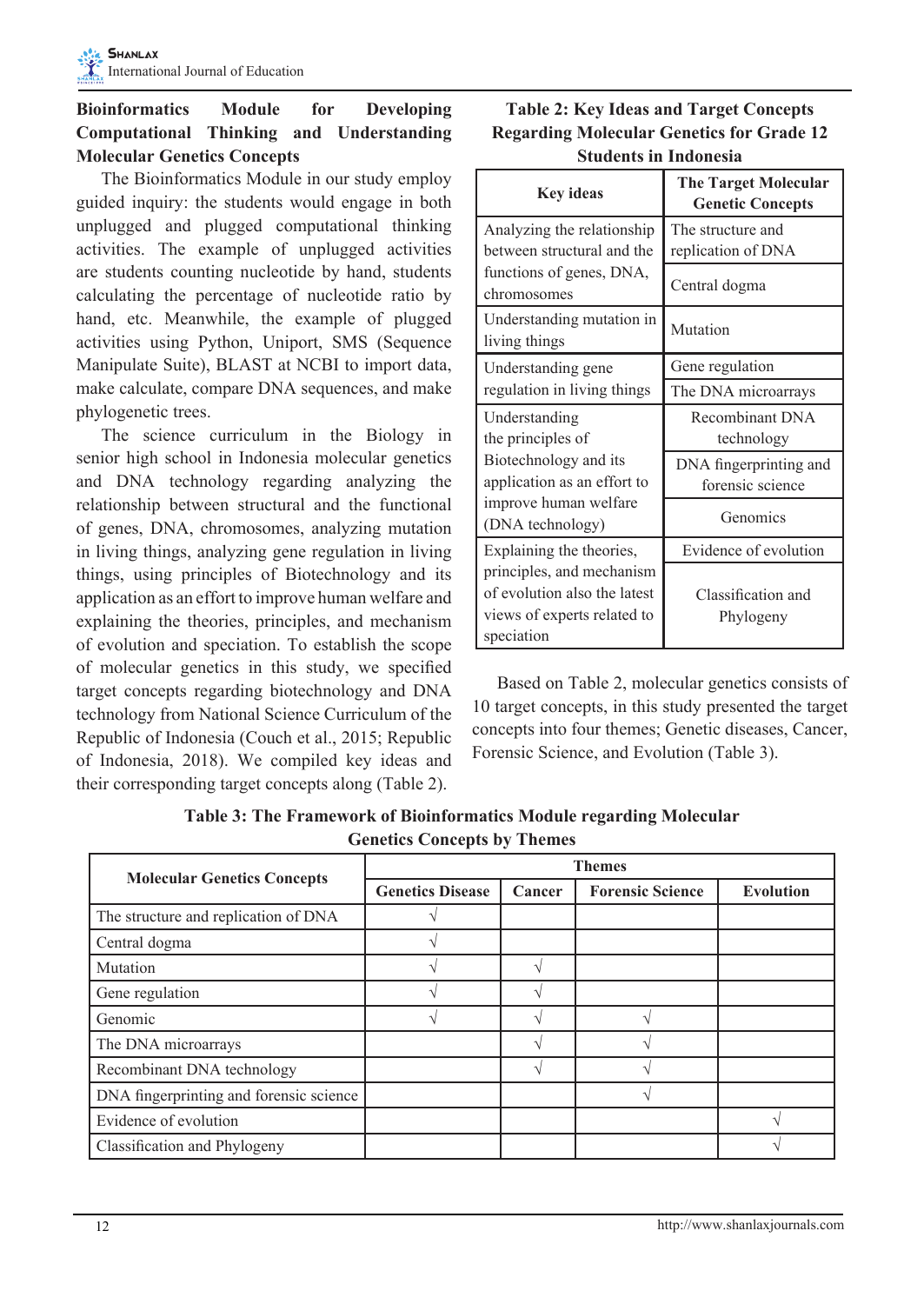### Bioinformatics Module for Developing Computational Thinking and Understanding Molecular Genetics Concepts

The Bioinformatics Module in our study employ guided inquiry: the students would engage in both unplugged and plugged computational thinking activities. The example of unplugged activities are students counting nucleotide by hand, students calculating the percentage of nucleotide ratio by hand, etc. Meanwhile, the example of plugged activities using Python, Uniport, SMS (Sequence Manipulate Suite), BLAST at NCBI to import data, make calculate, compare DNA sequences, and make phylogenetic trees.

The science curriculum in the Biology in senior high school in Indonesia molecular genetics and DNA technology regarding analyzing the relationship between structural and the functional of genes, DNA, chromosomes, analyzing mutation in living things, analyzing gene regulation in living things, using principles of Biotechnology and its application as an effort to improve human welfare and explaining the theories, principles, and mechanism of evolution and speciation. To establish the scope of molecular genetics in this study, we specified target concepts regarding biotechnology and DNA technology from National Science Curriculum of the Republic of Indonesia (Couch et al., 2015; Republic of Indonesia, 2018). We compiled key ideas and their corresponding target concepts along (Table 2).

**Table 2: Key Ideas and Target Concepts Regarding Molecular Genetics for Grade 12 Students in Indonesia**

| Key ideas | The Target Molecular Genetic Concepts |
|---|---|
| Analyzing the relationship between structural and the functions of genes, DNA, chromosomes | The structure and replication of DNA |
| | Central dogma |
| Understanding mutation in living things | Mutation |
| Understanding gene regulation in living things | Gene regulation |
| | The DNA microarrays |
| Understanding the principles of Biotechnology and its application as an effort to improve human welfare (DNA technology) | Recombinant DNA technology |
| | DNA fingerprinting and forensic science |
| | Genomics |
| Explaining the theories, principles, and mechanism of evolution also the latest views of experts related to speciation | Evidence of evolution |
| | Classification and Phylogeny |

Based on Table 2, molecular genetics consists of 10 target concepts, in this study presented the target concepts into four themes; Genetic diseases, Cancer, Forensic Science, and Evolution (Table 3).

**Table 3: The Framework of Bioinformatics Module regarding Molecular Genetics Concepts by Themes**

| Molecular Genetics Concepts | Themes | | | |
|---|---|---|---|---|
| | Genetics Disease | Cancer | Forensic Science | Evolution |
| The structure and replication of DNA | √ | | | |
| Central dogma | √ | | | |
| Mutation | √ | √ | | |
| Gene regulation | √ | √ | | |
| Genomic | √ | √ | √ | |
| The DNA microarrays | | √ | √ | |
| Recombinant DNA technology | | √ | √ | |
| DNA fingerprinting and forensic science | | | √ | |
| Evidence of evolution | | | | √ |
| Classification and Phylogeny | | | | √ |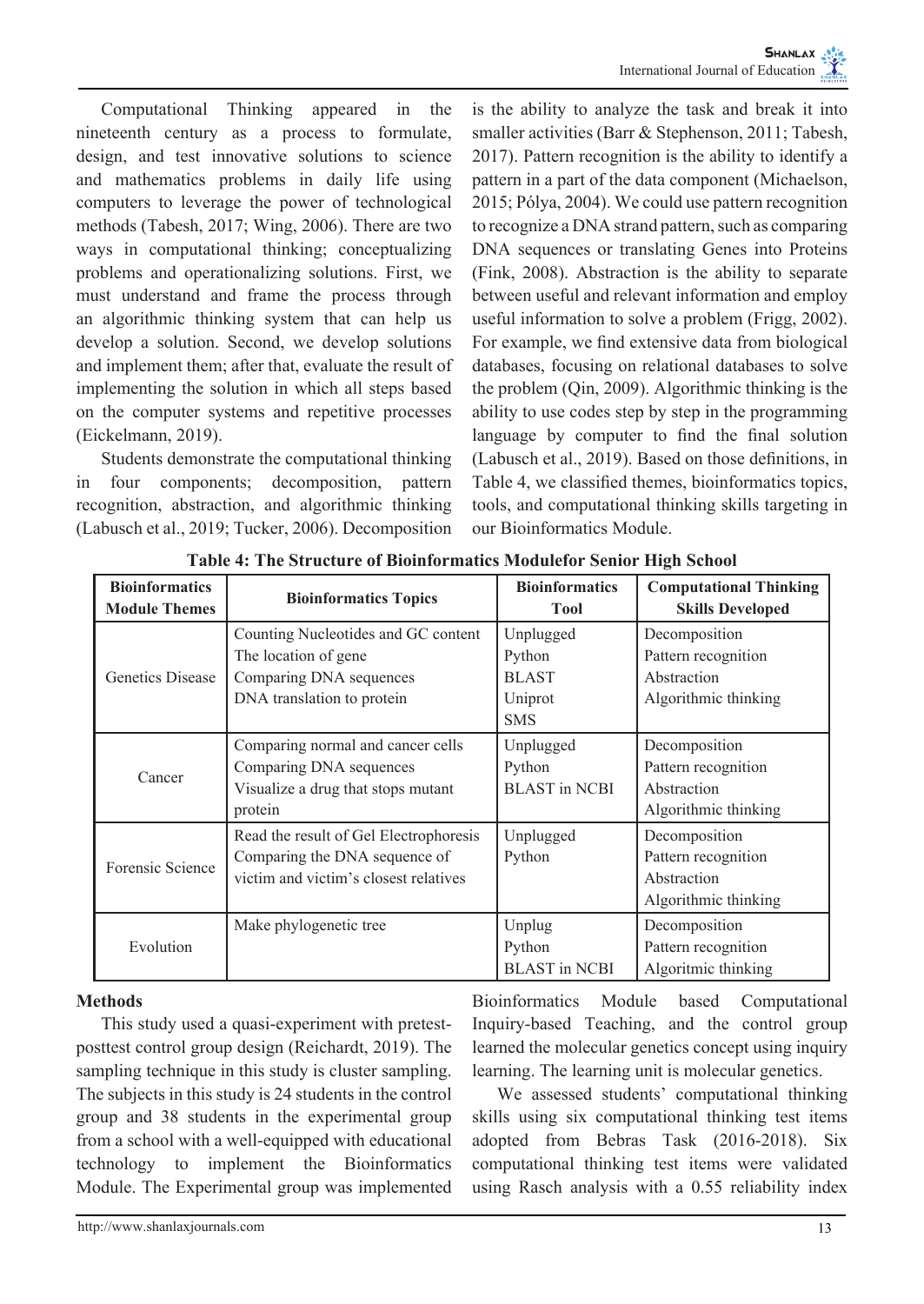Computational Thinking appeared in the nineteenth century as a process to formulate, design, and test innovative solutions to science and mathematics problems in daily life using computers to leverage the power of technological methods (Tabesh, 2017; Wing, 2006). There are two ways in computational thinking; conceptualizing problems and operationalizing solutions. First, we must understand and frame the process through an algorithmic thinking system that can help us develop a solution. Second, we develop solutions and implement them; after that, evaluate the result of implementing the solution in which all steps based on the computer systems and repetitive processes (Eickelmann, 2019).

Students demonstrate the computational thinking in four components; decomposition, pattern recognition, abstraction, and algorithmic thinking (Labusch et al., 2019; Tucker, 2006). Decomposition is the ability to analyze the task and break it into smaller activities (Barr & Stephenson, 2011; Tabesh, 2017). Pattern recognition is the ability to identify a pattern in a part of the data component (Michaelson, 2015; Pólya, 2004). We could use pattern recognition to recognize a DNA strand pattern, such as comparing DNA sequences or translating Genes into Proteins (Fink, 2008). Abstraction is the ability to separate between useful and relevant information and employ useful information to solve a problem (Frigg, 2002). For example, we find extensive data from biological databases, focusing on relational databases to solve the problem (Qin, 2009). Algorithmic thinking is the ability to use codes step by step in the programming language by computer to find the final solution (Labusch et al., 2019). Based on those definitions, in Table 4, we classified themes, bioinformatics topics, tools, and computational thinking skills targeting in our Bioinformatics Module.

**Table 4: The Structure of Bioinformatics Modulefor Senior High School**

| Bioinformatics Module Themes | Bioinformatics Topics | Bioinformatics Tool | Computational Thinking Skills Developed |
|---|---|---|---|
| Genetics Disease | Counting Nucleotides and GC content<br>The location of gene<br>Comparing DNA sequences<br>DNA translation to protein | Unplugged<br>Python<br>BLAST<br>Uniprot<br>SMS | Decomposition<br>Pattern recognition<br>Abstraction<br>Algorithmic thinking |
| Cancer | Comparing normal and cancer cells<br>Comparing DNA sequences<br>Visualize a drug that stops mutant protein | Unplugged<br>Python<br>BLAST in NCBI | Decomposition<br>Pattern recognition<br>Abstraction<br>Algorithmic thinking |
| Forensic Science | Read the result of Gel Electrophoresis<br>Comparing the DNA sequence of victim and victim's closest relatives | Unplugged<br>Python | Decomposition<br>Pattern recognition<br>Abstraction<br>Algorithmic thinking |
| Evolution | Make phylogenetic tree | Unplug<br>Python<br>BLAST in NCBI | Decomposition<br>Pattern recognition<br>Algoritmic thinking |

## Methods

This study used a quasi-experiment with pretest-posttest control group design (Reichardt, 2019). The sampling technique in this study is cluster sampling. The subjects in this study is 24 students in the control group and 38 students in the experimental group from a school with a well-equipped with educational technology to implement the Bioinformatics Module. The Experimental group was implemented Bioinformatics Module based Computational Inquiry-based Teaching, and the control group learned the molecular genetics concept using inquiry learning. The learning unit is molecular genetics.

We assessed students' computational thinking skills using six computational thinking test items adopted from Bebras Task (2016-2018). Six computational thinking test items were validated using Rasch analysis with a 0.55 reliability index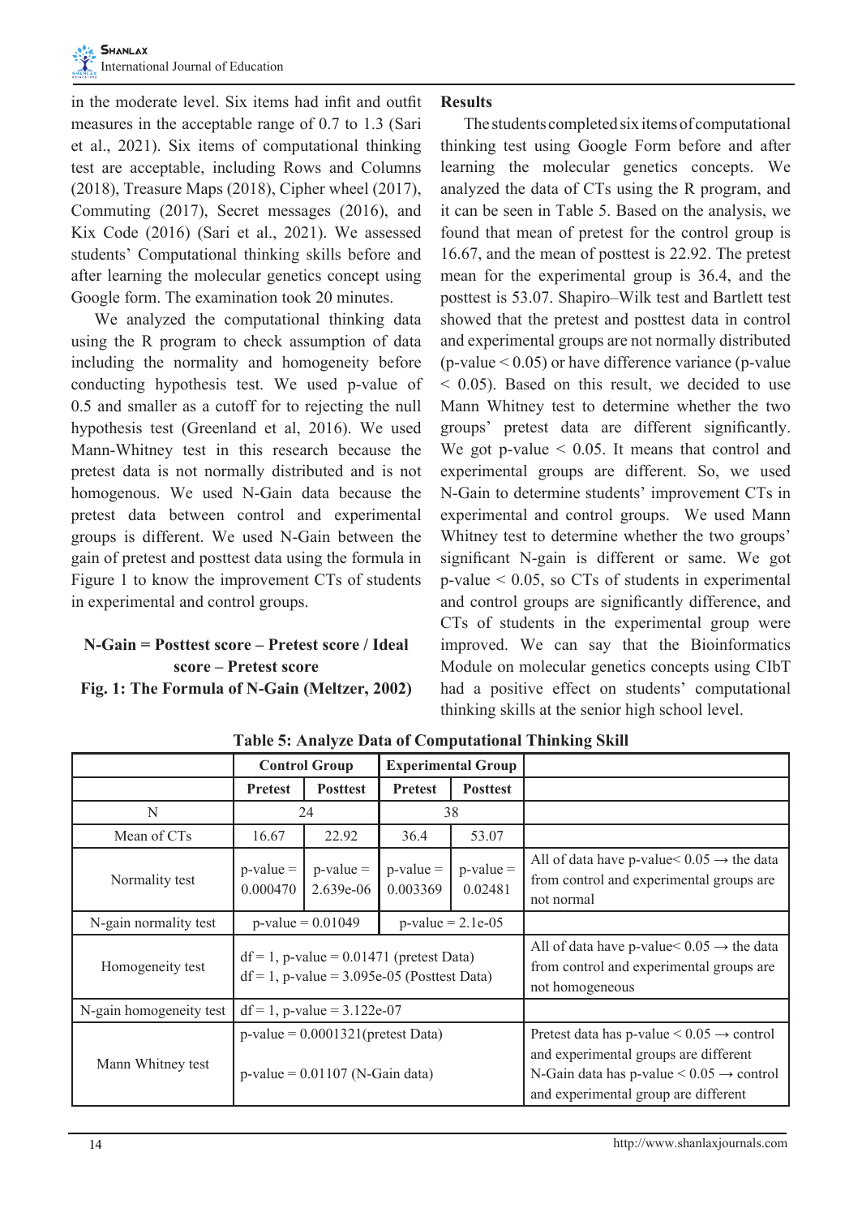in the moderate level. Six items had infit and outfit measures in the acceptable range of 0.7 to 1.3 (Sari et al., 2021). Six items of computational thinking test are acceptable, including Rows and Columns (2018), Treasure Maps (2018), Cipher wheel (2017), Commuting (2017), Secret messages (2016), and Kix Code (2016) (Sari et al., 2021). We assessed students' Computational thinking skills before and after learning the molecular genetics concept using Google form. The examination took 20 minutes.

We analyzed the computational thinking data using the R program to check assumption of data including the normality and homogeneity before conducting hypothesis test. We used p-value of 0.5 and smaller as a cutoff for to rejecting the null hypothesis test (Greenland et al, 2016). We used Mann-Whitney test in this research because the pretest data is not normally distributed and is not homogenous. We used N-Gain data because the pretest data between control and experimental groups is different. We used N-Gain between the gain of pretest and posttest data using the formula in Figure 1 to know the improvement CTs of students in experimental and control groups.

**N-Gain = Posttest score – Pretest score / Ideal score – Pretest score**

**Fig. 1: The Formula of N-Gain (Meltzer, 2002)**

**Results**

The students completed six items of computational thinking test using Google Form before and after learning the molecular genetics concepts. We analyzed the data of CTs using the R program, and it can be seen in Table 5. Based on the analysis, we found that mean of pretest for the control group is 16.67, and the mean of posttest is 22.92. The pretest mean for the experimental group is 36.4, and the posttest is 53.07. Shapiro–Wilk test and Bartlett test showed that the pretest and posttest data in control and experimental groups are not normally distributed (p-value < 0.05) or have difference variance (p-value < 0.05). Based on this result, we decided to use Mann Whitney test to determine whether the two groups' pretest data are different significantly. We got p-value < 0.05. It means that control and experimental groups are different. So, we used N-Gain to determine students' improvement CTs in experimental and control groups. We used Mann Whitney test to determine whether the two groups' significant N-gain is different or same. We got p-value < 0.05, so CTs of students in experimental and control groups are significantly difference, and CTs of students in the experimental group were improved. We can say that the Bioinformatics Module on molecular genetics concepts using CIbT had a positive effect on students' computational thinking skills at the senior high school level.

**Table 5: Analyze Data of Computational Thinking Skill**

| | Control Group | | Experimental Group | | |
|---|---|---|---|---|---|
| | Pretest | Posttest | Pretest | Posttest | |
| N | 24 | | 38 | | |
| Mean of CTs | 16.67 | 22.92 | 36.4 | 53.07 | |
| Normality test | p-value = 0.000470 | p-value = 2.639e-06 | p-value = 0.003369 | p-value = 0.02481 | All of data have p-value< 0.05 → the data from control and experimental groups are not normal |
| N-gain normality test | p-value = 0.01049 | | p-value = 2.1e-05 | | |
| Homogeneity test | df = 1, p-value = 0.01471 (pretest Data)<br>df = 1, p-value = 3.095e-05 (Posttest Data) | | | | All of data have p-value< 0.05 → the data from control and experimental groups are not homogeneous |
| N-gain homogeneity test | df = 1, p-value = 3.122e-07 | | | | |
| Mann Whitney test | p-value = 0.0001321(pretest Data)<br>p-value = 0.01107 (N-Gain data) | | | | Pretest data has p-value < 0.05 → control and experimental groups are different<br>N-Gain data has p-value < 0.05 → control and experimental group are different |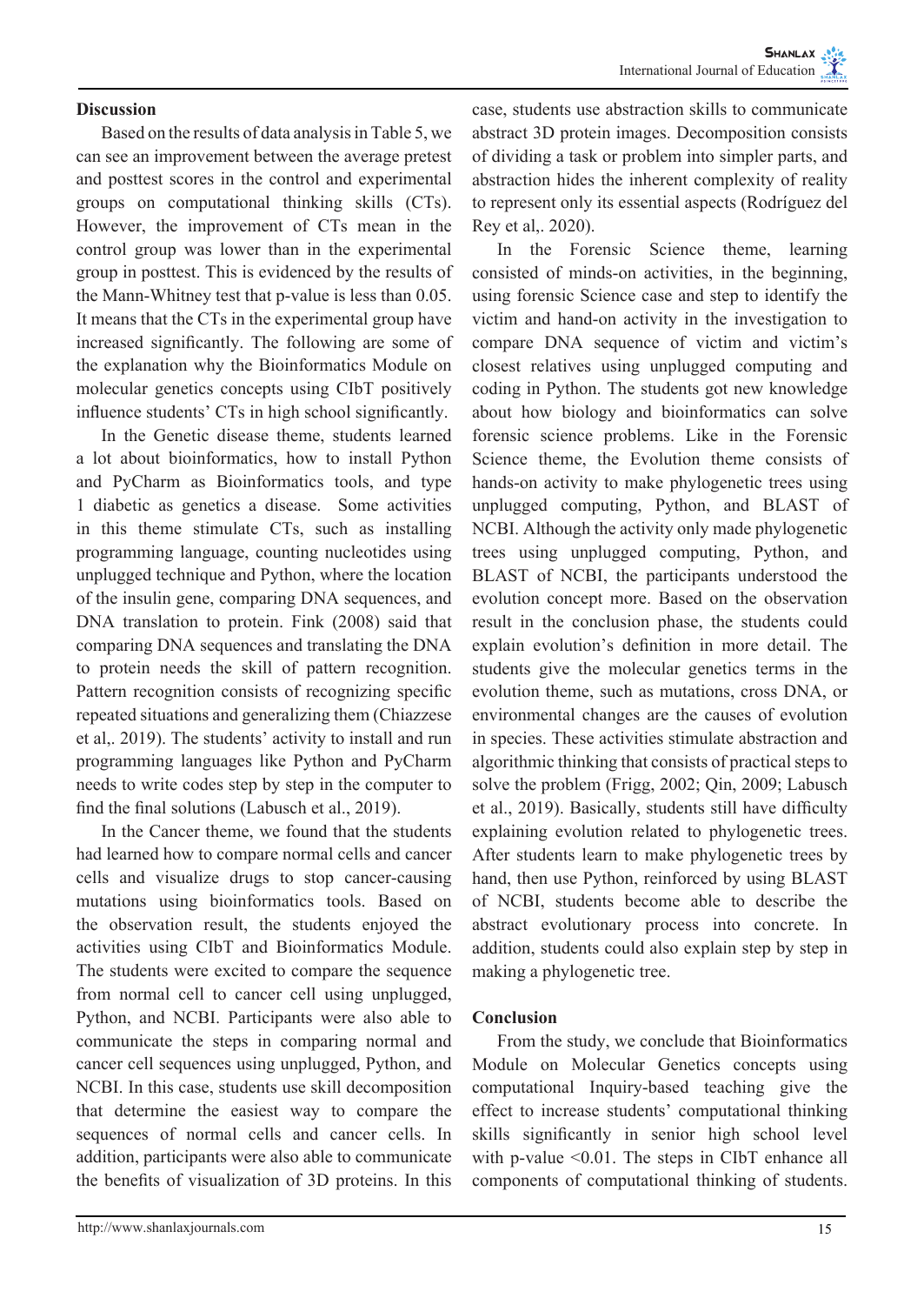## Discussion

Based on the results of data analysis in Table 5, we can see an improvement between the average pretest and posttest scores in the control and experimental groups on computational thinking skills (CTs). However, the improvement of CTs mean in the control group was lower than in the experimental group in posttest. This is evidenced by the results of the Mann-Whitney test that p-value is less than 0.05. It means that the CTs in the experimental group have increased significantly. The following are some of the explanation why the Bioinformatics Module on molecular genetics concepts using CIbT positively influence students' CTs in high school significantly.

In the Genetic disease theme, students learned a lot about bioinformatics, how to install Python and PyCharm as Bioinformatics tools, and type 1 diabetic as genetics a disease. Some activities in this theme stimulate CTs, such as installing programming language, counting nucleotides using unplugged technique and Python, where the location of the insulin gene, comparing DNA sequences, and DNA translation to protein. Fink (2008) said that comparing DNA sequences and translating the DNA to protein needs the skill of pattern recognition. Pattern recognition consists of recognizing specific repeated situations and generalizing them (Chiazzese et al,. 2019). The students' activity to install and run programming languages like Python and PyCharm needs to write codes step by step in the computer to find the final solutions (Labusch et al., 2019).

In the Cancer theme, we found that the students had learned how to compare normal cells and cancer cells and visualize drugs to stop cancer-causing mutations using bioinformatics tools. Based on the observation result, the students enjoyed the activities using CIbT and Bioinformatics Module. The students were excited to compare the sequence from normal cell to cancer cell using unplugged, Python, and NCBI. Participants were also able to communicate the steps in comparing normal and cancer cell sequences using unplugged, Python, and NCBI. In this case, students use skill decomposition that determine the easiest way to compare the sequences of normal cells and cancer cells. In addition, participants were also able to communicate the benefits of visualization of 3D proteins. In this case, students use abstraction skills to communicate abstract 3D protein images. Decomposition consists of dividing a task or problem into simpler parts, and abstraction hides the inherent complexity of reality to represent only its essential aspects (Rodríguez del Rey et al,. 2020).

In the Forensic Science theme, learning consisted of minds-on activities, in the beginning, using forensic Science case and step to identify the victim and hand-on activity in the investigation to compare DNA sequence of victim and victim's closest relatives using unplugged computing and coding in Python. The students got new knowledge about how biology and bioinformatics can solve forensic science problems. Like in the Forensic Science theme, the Evolution theme consists of hands-on activity to make phylogenetic trees using unplugged computing, Python, and BLAST of NCBI. Although the activity only made phylogenetic trees using unplugged computing, Python, and BLAST of NCBI, the participants understood the evolution concept more. Based on the observation result in the conclusion phase, the students could explain evolution's definition in more detail. The students give the molecular genetics terms in the evolution theme, such as mutations, cross DNA, or environmental changes are the causes of evolution in species. These activities stimulate abstraction and algorithmic thinking that consists of practical steps to solve the problem (Frigg, 2002; Qin, 2009; Labusch et al., 2019). Basically, students still have difficulty explaining evolution related to phylogenetic trees. After students learn to make phylogenetic trees by hand, then use Python, reinforced by using BLAST of NCBI, students become able to describe the abstract evolutionary process into concrete. In addition, students could also explain step by step in making a phylogenetic tree.

## Conclusion

From the study, we conclude that Bioinformatics Module on Molecular Genetics concepts using computational Inquiry-based teaching give the effect to increase students' computational thinking skills significantly in senior high school level with p-value $<0.01$. The steps in CIbT enhance all components of computational thinking of students.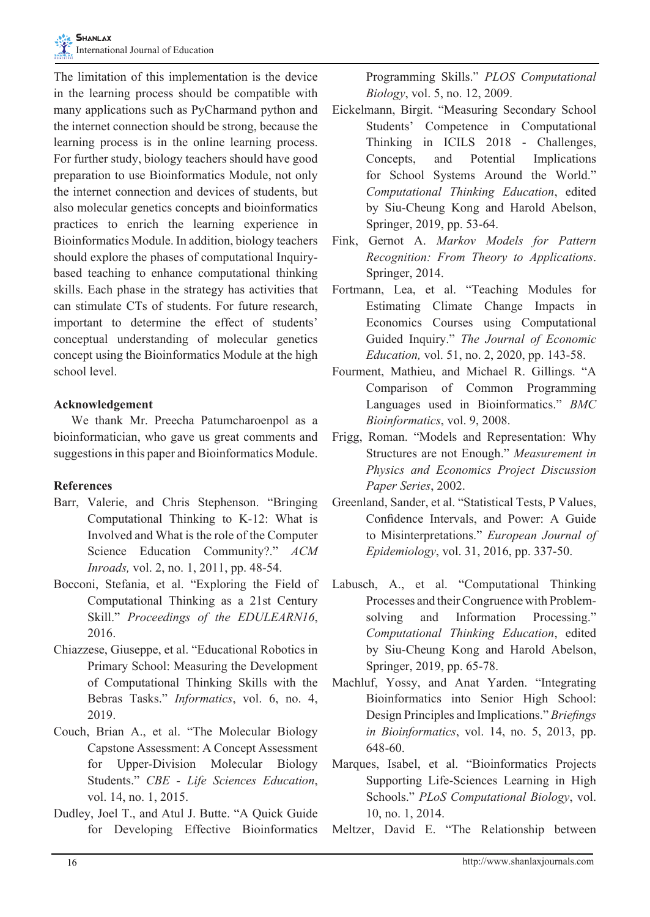The limitation of this implementation is the device in the learning process should be compatible with many applications such as PyCharmand python and the internet connection should be strong, because the learning process is in the online learning process. For further study, biology teachers should have good preparation to use Bioinformatics Module, not only the internet connection and devices of students, but also molecular genetics concepts and bioinformatics practices to enrich the learning experience in Bioinformatics Module. In addition, biology teachers should explore the phases of computational Inquiry-based teaching to enhance computational thinking skills. Each phase in the strategy has activities that can stimulate CTs of students. For future research, important to determine the effect of students' conceptual understanding of molecular genetics concept using the Bioinformatics Module at the high school level.

### Acknowledgement

We thank Mr. Preecha Patumcharoenpol as a bioinformatician, who gave us great comments and suggestions in this paper and Bioinformatics Module.

### References

Barr, Valerie, and Chris Stephenson. "Bringing Computational Thinking to K-12: What is Involved and What is the role of the Computer Science Education Community?." *ACM Inroads,* vol. 2, no. 1, 2011, pp. 48-54.

Bocconi, Stefania, et al. "Exploring the Field of Computational Thinking as a 21st Century Skill." *Proceedings of the EDULEARN16*, 2016.

Chiazzese, Giuseppe, et al. "Educational Robotics in Primary School: Measuring the Development of Computational Thinking Skills with the Bebras Tasks." *Informatics*, vol. 6, no. 4, 2019.

Couch, Brian A., et al. "The Molecular Biology Capstone Assessment: A Concept Assessment for Upper-Division Molecular Biology Students." *CBE - Life Sciences Education*, vol. 14, no. 1, 2015.

Dudley, Joel T., and Atul J. Butte. "A Quick Guide for Developing Effective Bioinformatics Programming Skills." *PLOS Computational Biology*, vol. 5, no. 12, 2009.

Eickelmann, Birgit. "Measuring Secondary School Students' Competence in Computational Thinking in ICILS 2018 - Challenges, Concepts, and Potential Implications for School Systems Around the World." *Computational Thinking Education*, edited by Siu-Cheung Kong and Harold Abelson, Springer, 2019, pp. 53-64.

Fink, Gernot A. *Markov Models for Pattern Recognition: From Theory to Applications*. Springer, 2014.

Fortmann, Lea, et al. "Teaching Modules for Estimating Climate Change Impacts in Economics Courses using Computational Guided Inquiry." *The Journal of Economic Education,* vol. 51, no. 2, 2020, pp. 143-58.

Fourment, Mathieu, and Michael R. Gillings. "A Comparison of Common Programming Languages used in Bioinformatics." *BMC Bioinformatics*, vol. 9, 2008.

Frigg, Roman. "Models and Representation: Why Structures are not Enough." *Measurement in Physics and Economics Project Discussion Paper Series*, 2002.

Greenland, Sander, et al. "Statistical Tests, P Values, Confidence Intervals, and Power: A Guide to Misinterpretations." *European Journal of Epidemiology*, vol. 31, 2016, pp. 337-50.

Labusch, A., et al. "Computational Thinking Processes and their Congruence with Problem-solving and Information Processing." *Computational Thinking Education*, edited by Siu-Cheung Kong and Harold Abelson, Springer, 2019, pp. 65-78.

Machluf, Yossy, and Anat Yarden. "Integrating Bioinformatics into Senior High School: Design Principles and Implications." *Briefings in Bioinformatics*, vol. 14, no. 5, 2013, pp. 648-60.

Marques, Isabel, et al. "Bioinformatics Projects Supporting Life-Sciences Learning in High Schools." *PLoS Computational Biology*, vol. 10, no. 1, 2014.

Meltzer, David E. "The Relationship between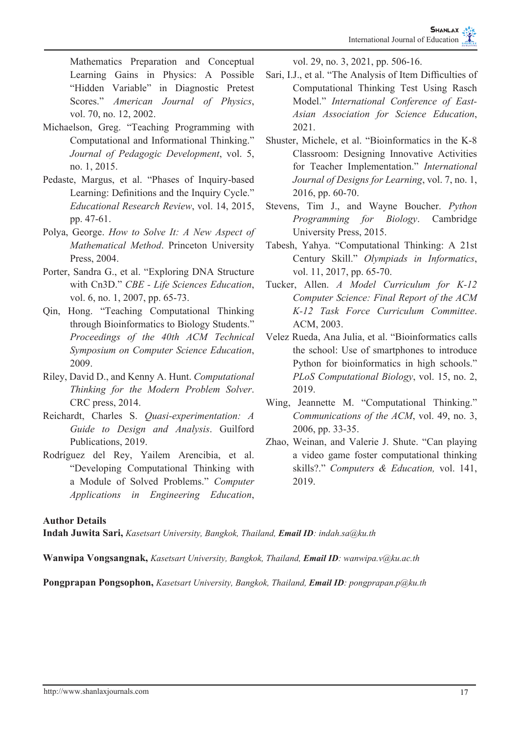Mathematics Preparation and Conceptual Learning Gains in Physics: A Possible "Hidden Variable" in Diagnostic Pretest Scores." *American Journal of Physics*, vol. 70, no. 12, 2002.

Michaelson, Greg. "Teaching Programming with Computational and Informational Thinking." *Journal of Pedagogic Development*, vol. 5, no. 1, 2015.

Pedaste, Margus, et al. "Phases of Inquiry-based Learning: Definitions and the Inquiry Cycle." *Educational Research Review*, vol. 14, 2015, pp. 47-61.

Polya, George. *How to Solve It: A New Aspect of Mathematical Method*. Princeton University Press, 2004.

Porter, Sandra G., et al. "Exploring DNA Structure with Cn3D." *CBE - Life Sciences Education*, vol. 6, no. 1, 2007, pp. 65-73.

Qin, Hong. "Teaching Computational Thinking through Bioinformatics to Biology Students." *Proceedings of the 40th ACM Technical Symposium on Computer Science Education*, 2009.

Riley, David D., and Kenny A. Hunt. *Computational Thinking for the Modern Problem Solver*. CRC press, 2014.

Reichardt, Charles S. *Quasi-experimentation: A Guide to Design and Analysis*. Guilford Publications, 2019.

Rodríguez del Rey, Yailem Arencibia, et al. "Developing Computational Thinking with a Module of Solved Problems." *Computer Applications in Engineering Education*, vol. 29, no. 3, 2021, pp. 506-16.

Sari, I.J., et al. "The Analysis of Item Difficulties of Computational Thinking Test Using Rasch Model." *International Conference of East-Asian Association for Science Education*, 2021.

Shuster, Michele, et al. "Bioinformatics in the K-8 Classroom: Designing Innovative Activities for Teacher Implementation." *International Journal of Designs for Learning*, vol. 7, no. 1, 2016, pp. 60-70.

Stevens, Tim J., and Wayne Boucher. *Python Programming for Biology*. Cambridge University Press, 2015.

Tabesh, Yahya. "Computational Thinking: A 21st Century Skill." *Olympiads in Informatics*, vol. 11, 2017, pp. 65-70.

Tucker, Allen. *A Model Curriculum for K-12 Computer Science: Final Report of the ACM K-12 Task Force Curriculum Committee*. ACM, 2003.

Velez Rueda, Ana Julia, et al. "Bioinformatics calls the school: Use of smartphones to introduce Python for bioinformatics in high schools." *PLoS Computational Biology*, vol. 15, no. 2, 2019.

Wing, Jeannette M. "Computational Thinking." *Communications of the ACM*, vol. 49, no. 3, 2006, pp. 33-35.

Zhao, Weinan, and Valerie J. Shute. "Can playing a video game foster computational thinking skills?." *Computers & Education,* vol. 141, 2019.

**Author Details**

**Indah Juwita Sari,** *Kasetsart University, Bangkok, Thailand,* ***Email ID****: indah.sa@ku.th*

**Wanwipa Vongsangnak,** *Kasetsart University, Bangkok, Thailand,* ***Email ID****: wanwipa.v@ku.ac.th*

**Pongprapan Pongsophon,** *Kasetsart University, Bangkok, Thailand,* ***Email ID****: pongprapan.p@ku.th*